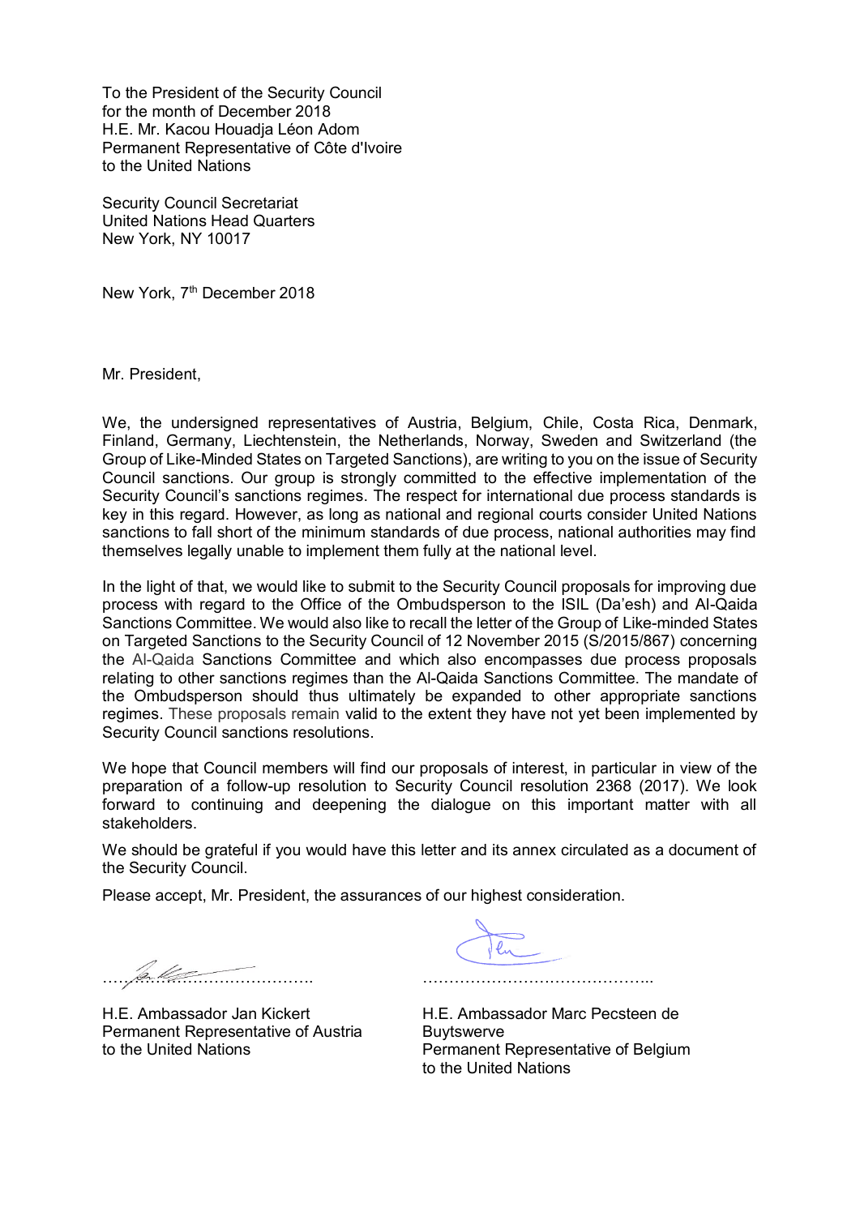To the President of the Security Council
for the month of December 2018
H.E. Mr. Kacou Houadja Léon Adom
Permanent Representative of Côte d'Ivoire
to the United Nations

Security Council Secretariat
United Nations Head Quarters
New York, NY 10017

New York, 7th December 2018

Mr. President,

We, the undersigned representatives of Austria, Belgium, Chile, Costa Rica, Denmark, Finland, Germany, Liechtenstein, the Netherlands, Norway, Sweden and Switzerland (the Group of Like-Minded States on Targeted Sanctions), are writing to you on the issue of Security Council sanctions. Our group is strongly committed to the effective implementation of the Security Council's sanctions regimes. The respect for international due process standards is key in this regard. However, as long as national and regional courts consider United Nations sanctions to fall short of the minimum standards of due process, national authorities may find themselves legally unable to implement them fully at the national level.

In the light of that, we would like to submit to the Security Council proposals for improving due process with regard to the Office of the Ombudsperson to the ISIL (Da'esh) and Al-Qaida Sanctions Committee. We would also like to recall the letter of the Group of Like-minded States on Targeted Sanctions to the Security Council of 12 November 2015 (S/2015/867) concerning the Al-Qaida Sanctions Committee and which also encompasses due process proposals relating to other sanctions regimes than the Al-Qaida Sanctions Committee. The mandate of the Ombudsperson should thus ultimately be expanded to other appropriate sanctions regimes. These proposals remain valid to the extent they have not yet been implemented by Security Council sanctions resolutions.

We hope that Council members will find our proposals of interest, in particular in view of the preparation of a follow-up resolution to Security Council resolution 2368 (2017). We look forward to continuing and deepening the dialogue on this important matter with all stakeholders.

We should be grateful if you would have this letter and its annex circulated as a document of the Security Council.

Please accept, Mr. President, the assurances of our highest consideration.

……………………………………..

H.E. Ambassador Jan Kickert
Permanent Representative of Austria
to the United Nations

……………………………………..

H.E. Ambassador Marc Pecsteen de Buytswerve
Permanent Representative of Belgium
to the United Nations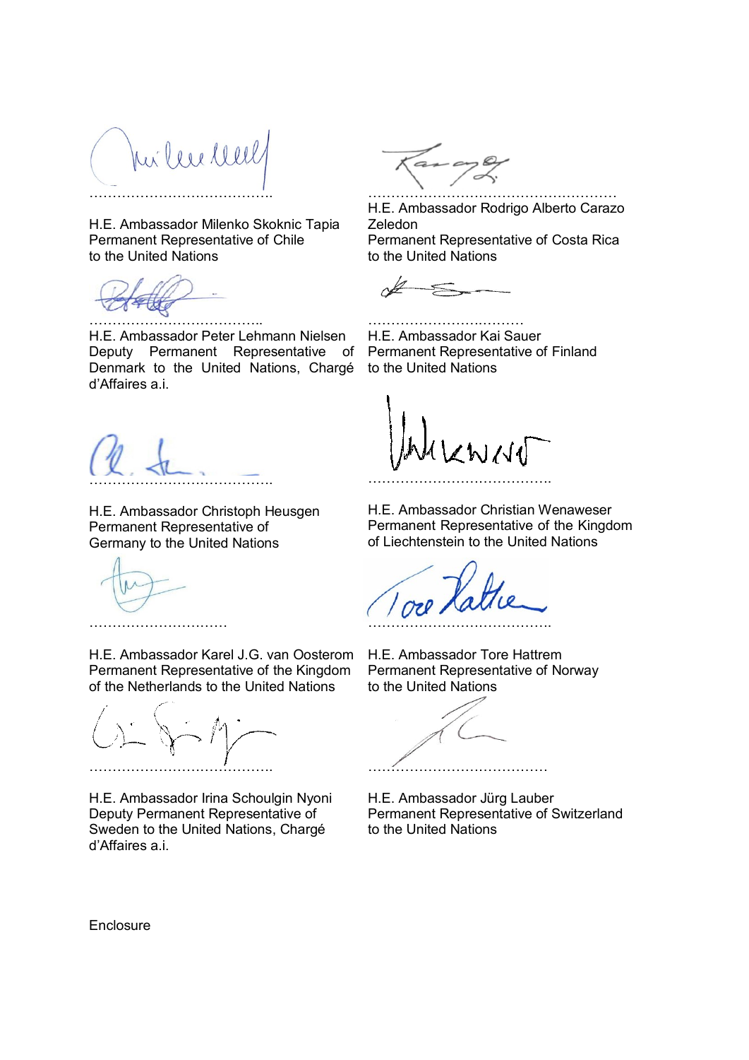……………………………………..

H.E. Ambassador Milenko Skoknic Tapia
Permanent Representative of Chile
to the United Nations

…………………………………………………

H.E. Ambassador Rodrigo Alberto Carazo Zeledon
Permanent Representative of Costa Rica
to the United Nations

……………………………………..

H.E. Ambassador Peter Lehmann Nielsen
Deputy Permanent Representative of Denmark to the United Nations, Chargé d'Affaires a.i.

……………………………………

H.E. Ambassador Kai Sauer
Permanent Representative of Finland
to the United Nations

……………………………………..

H.E. Ambassador Christoph Heusgen
Permanent Representative of
Germany to the United Nations

……………………………………..

H.E. Ambassador Christian Wenaweser
Permanent Representative of the Kingdom of Liechtenstein to the United Nations

…………………………

H.E. Ambassador Karel J.G. van Oosterom
Permanent Representative of the Kingdom of the Netherlands to the United Nations

……………………………………..

H.E. Ambassador Tore Hattrem
Permanent Representative of Norway
to the United Nations

……………………………………..

H.E. Ambassador Irina Schoulgin Nyoni
Deputy Permanent Representative of Sweden to the United Nations, Chargé d'Affaires a.i.

……………………………………

H.E. Ambassador Jürg Lauber
Permanent Representative of Switzerland
to the United Nations

Enclosure